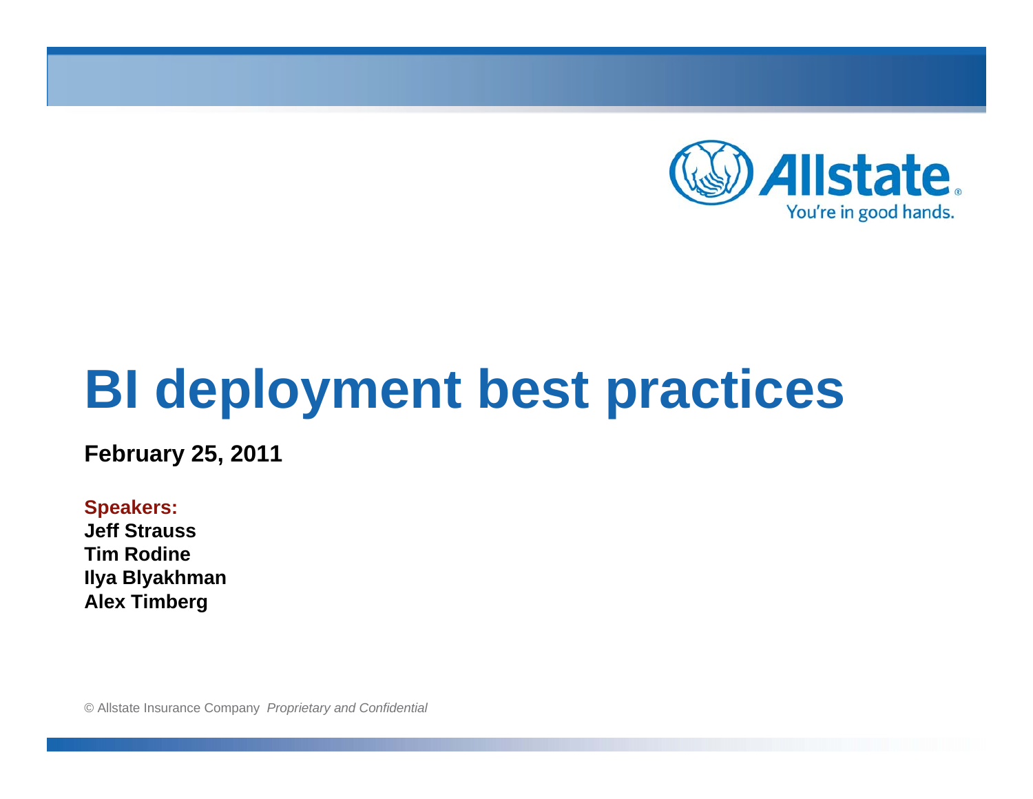# BI deployment best practices

**February 25, 2011**

**Speakers:**
**Jeff Strauss**
**Tim Rodine**
**Ilya Blyakhman**
**Alex Timberg**

© Allstate Insurance Company *Proprietary and Confidential*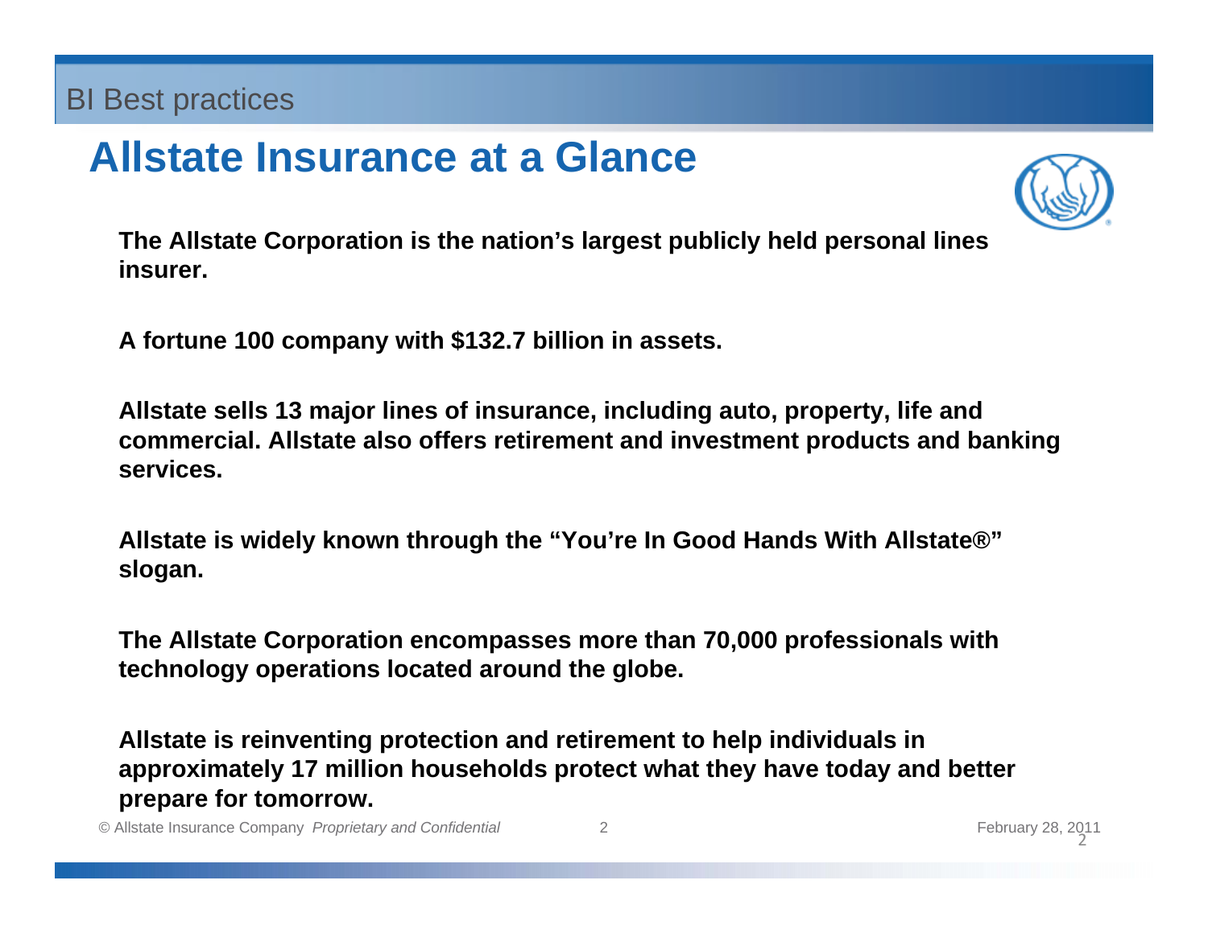# Allstate Insurance at a Glance

**The Allstate Corporation is the nation's largest publicly held personal lines insurer.**

**A fortune 100 company with $132.7 billion in assets.**

**Allstate sells 13 major lines of insurance, including auto, property, life and commercial. Allstate also offers retirement and investment products and banking services.**

**Allstate is widely known through the "You're In Good Hands With Allstate®" slogan.**

**The Allstate Corporation encompasses more than 70,000 professionals with technology operations located around the globe.**

**Allstate is reinventing protection and retirement to help individuals in approximately 17 million households protect what they have today and better prepare for tomorrow.**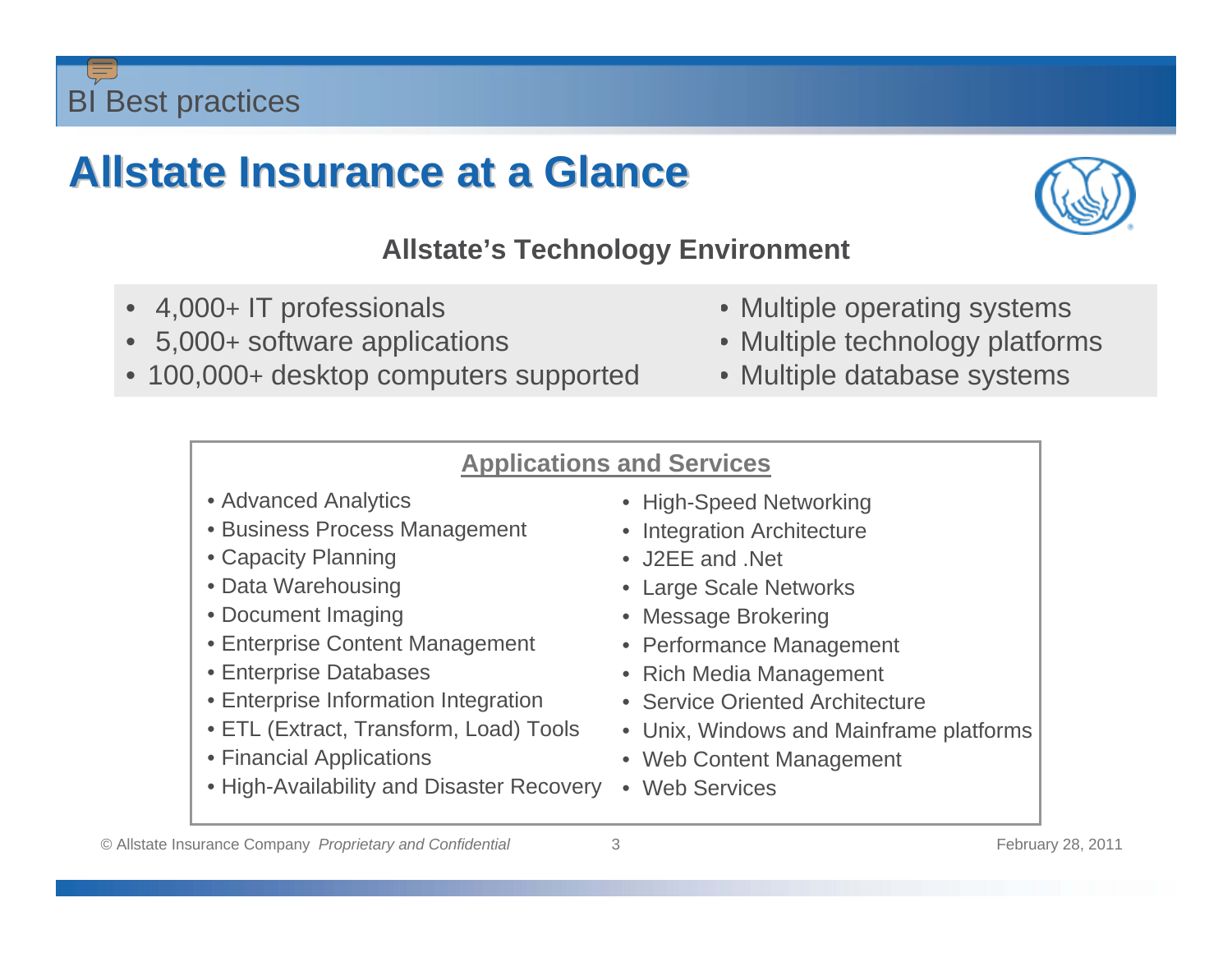# Allstate Insurance at a Glance

## Allstate's Technology Environment

- 4,000+ IT professionals
- 5,000+ software applications
- 100,000+ desktop computers supported
- Multiple operating systems
- Multiple technology platforms
- Multiple database systems

### Applications and Services

- Advanced Analytics
- Business Process Management
- Capacity Planning
- Data Warehousing
- Document Imaging
- Enterprise Content Management
- Enterprise Databases
- Enterprise Information Integration
- ETL (Extract, Transform, Load) Tools
- Financial Applications
- High-Availability and Disaster Recovery
- High-Speed Networking
- Integration Architecture
- J2EE and .Net
- Large Scale Networks
- Message Brokering
- Performance Management
- Rich Media Management
- Service Oriented Architecture
- Unix, Windows and Mainframe platforms
- Web Content Management
- Web Services

© Allstate Insurance Company *Proprietary and Confidential* February 28, 2011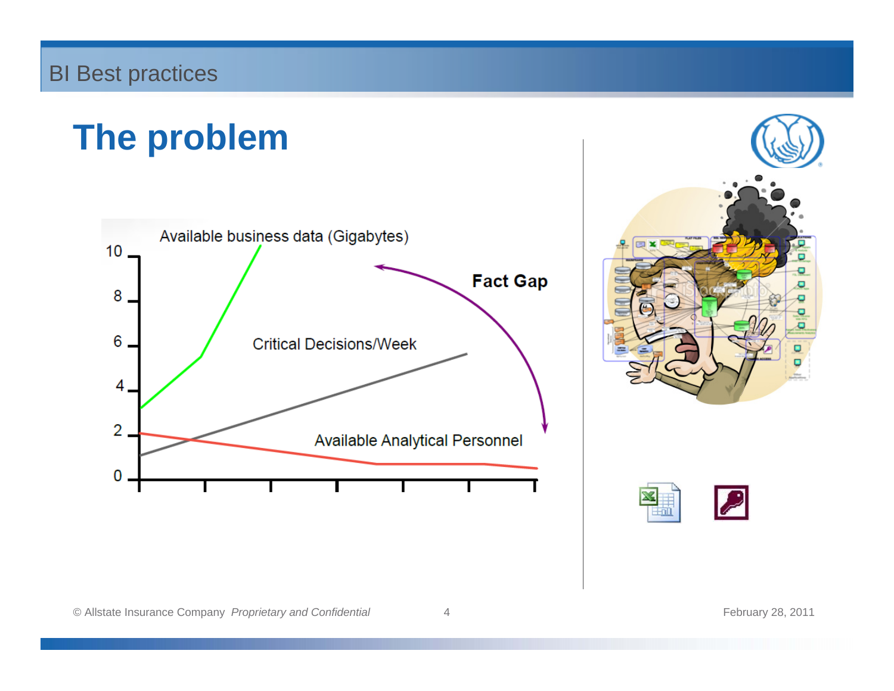# The problem

Available business data (Gigabytes)

Fact Gap

Critical Decisions/Week

Available Analytical Personnel

10
8
6
4
2
0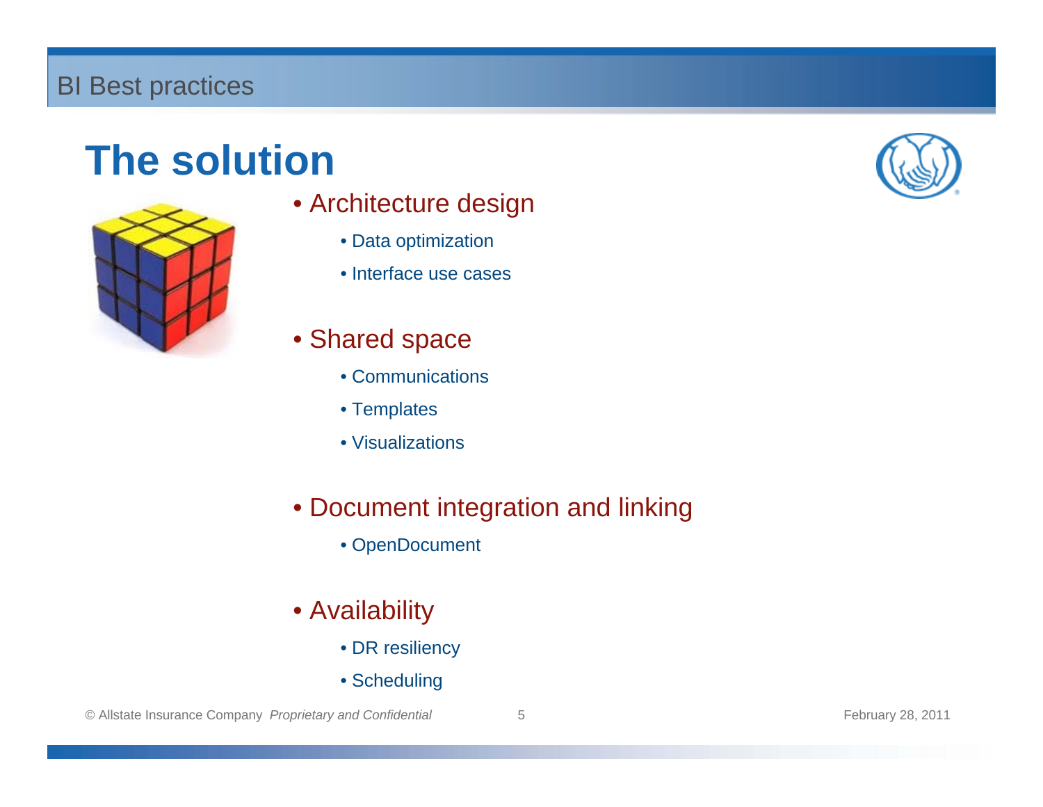# The solution

- Architecture design
  - Data optimization
  - Interface use cases
- Shared space
  - Communications
  - Templates
  - Visualizations
- Document integration and linking
  - OpenDocument
- Availability
  - DR resiliency
  - Scheduling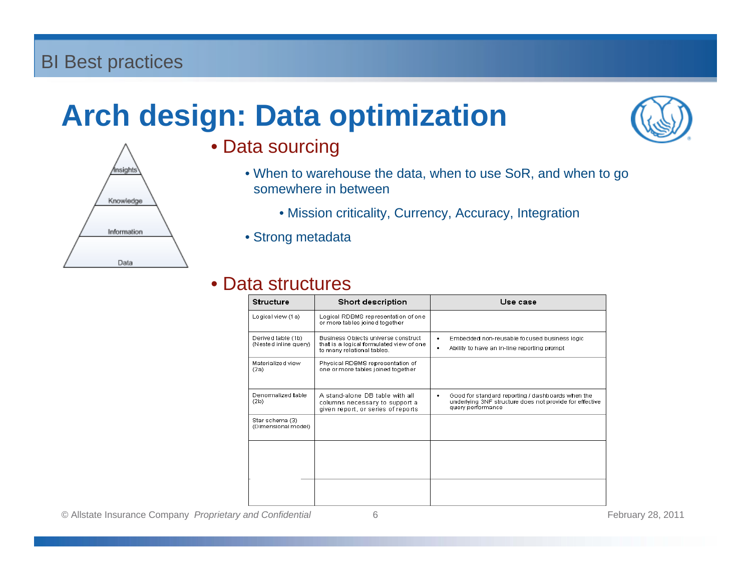# Arch design: Data optimization

Insights
Knowledge
Information
Data

- Data sourcing
  - When to warehouse the data, when to use SoR, and when to go somewhere in between
    - Mission criticality, Currency, Accuracy, Integration
  - Strong metadata

- Data structures

| Structure | Short description | Use case |
| --- | --- | --- |
| Logical view (1 a) | Logical RDBMS representation of one or more tables joined together | |
| Derived table (1b) (Nested inline query) | Business Objects universe construct that is a logical formulated view of one to many relational tables. | • Embedded non-reusable focused business logic<br>• Ability to have an in-line reporting prompt |
| Materialized view (2a) | Physical RDBMS representation of one or more tables joined together | |
| Denormalized table (2b) | A stand-alone DB table with all columns necessary to support a given report, or series of reports | • Good for standard reporting / dashboards when the underlying 3NF structure does not provide for effective query performance |
| Star schema (3) (Dimensional model) | | |
| | | |
| | | |

© Allstate Insurance Company *Proprietary and Confidential*

February 28, 2011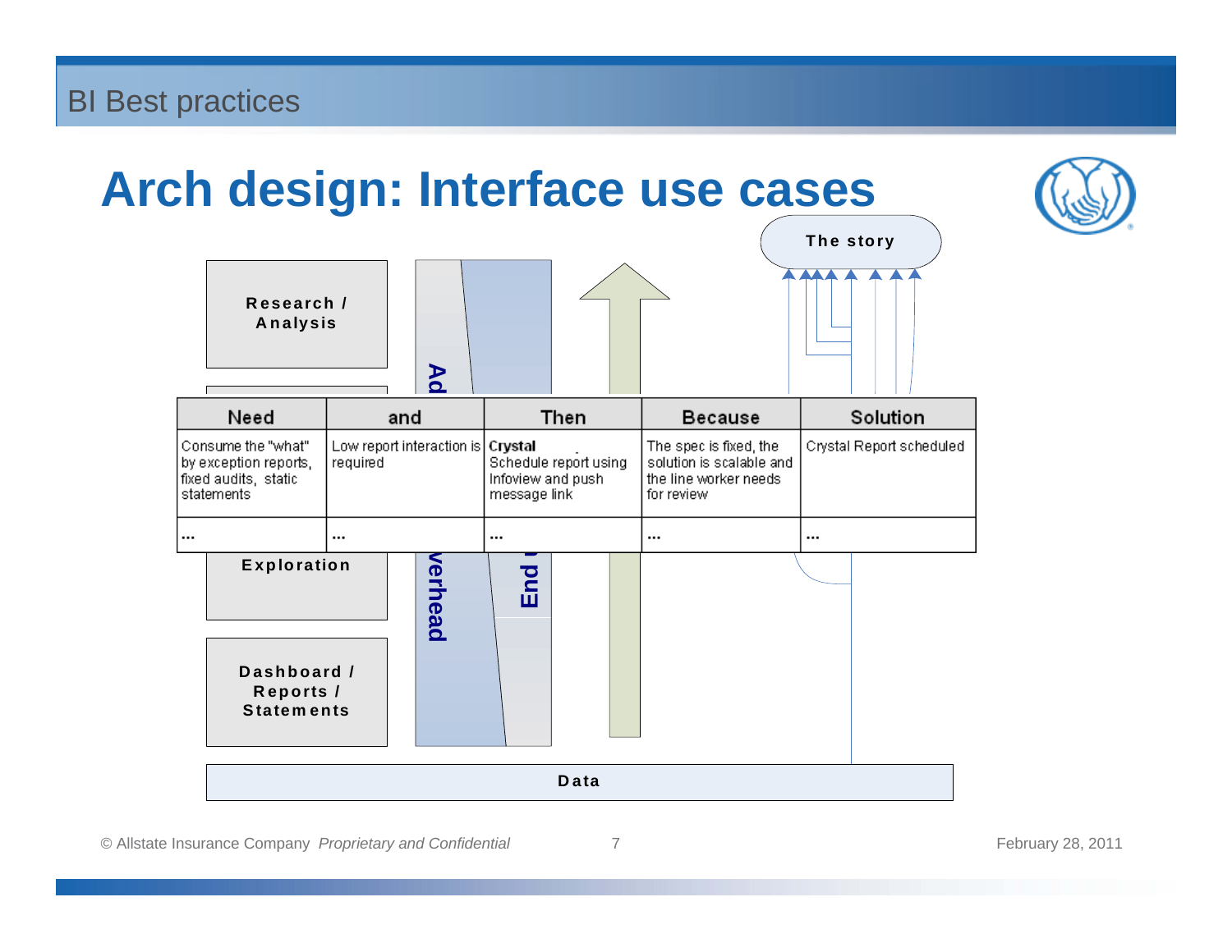# Arch design: Interface use cases

The story

Research / Analysis

Exploration

Dashboard / Reports / Statements

Ad... verhead

End ...

| Need | and | Then | Because | Solution |
|---|---|---|---|---|
| Consume the "what" by exception reports, fixed audits, static statements | Low report interaction is required | **Crystal** Schedule report using Infoview and push message link | The spec is fixed, the solution is scalable and the line worker needs for review | Crystal Report scheduled |
| ... | ... | ... | ... | ... |

Data

© Allstate Insurance Company *Proprietary and Confidential*

February 28, 2011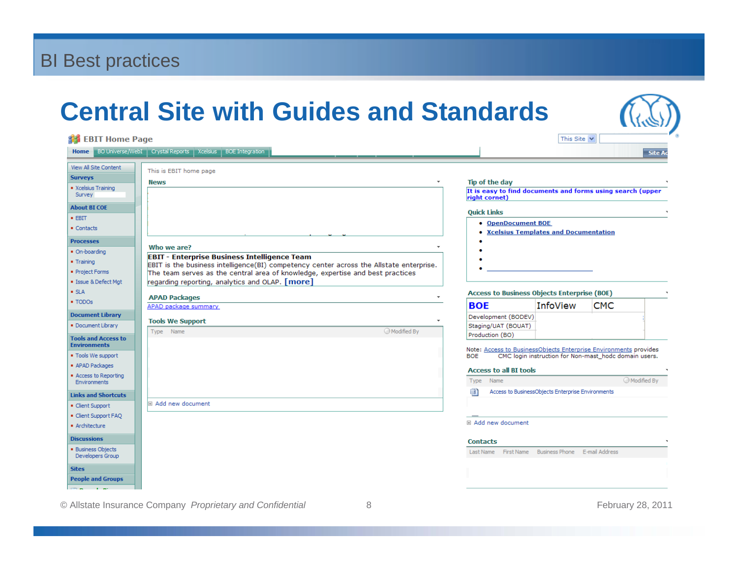BI Best practices

# Central Site with Guides and Standards

**EBIT Home Page**

Home | BO Universe/WebI | Crystal Reports | Xcelsius | BOE Integration

This Site | Site Ac

View All Site Content

**Surveys**
- Xcelsius Training Survey

**About BI COE**
- EBIT
- Contacts

**Processes**
- On-boarding
- Training
- Project Forms
- Issue & Defect Mgt
- SLA
- TODOs

**Document Library**
- Document Library

**Tools and Access to Environments**
- Tools We support
- APAD Packages
- Access to Reporting Environments

**Links and Shortcuts**
- Client Support
- Client Support FAQ
- Architecture

**Discussions**
- Business Objects Developers Group

**Sites**

**People and Groups**

This is EBIT home page

**News**

**Who we are?**

**EBIT - Enterprise Business Intelligence Team**
EBIT is the business intelligence(BI) competency center across the Allstate enterprise. The team serves as the central area of knowledge, expertise and best practices regarding reporting, analytics and OLAP. [more]

**APAD Packages**
APAD package summary

**Tools We Support**

| Type | Name | Modified By |
|---|---|---|

Add new document

**Tip of the day**
**It is easy to find documents and forms using search (upper right cornet)**

**Quick Links**
- OpenDocument BOE
- Xcelsius Templates and Documentation

**Access to Business Objects Enterprise (BOE)**

| BOE | InfoView | CMC |
|---|---|---|
| Development (BODEV) | | |
| Staging/UAT (BOUAT) | | |
| Production (BO) | | |

Note: Access to BusinessObjects Enterprise Environments provides BOE CMC login instruction for Non-mast_hodc domain users.

**Access to all BI tools**

| Type | Name | Modified By |
|---|---|---|
| | Access to BusinessObjects Enterprise Environments | |

Add new document

**Contacts**

| Last Name | First Name | Business Phone | E-mail Address |
|---|---|---|---|

© Allstate Insurance Company *Proprietary and Confidential* February 28, 2011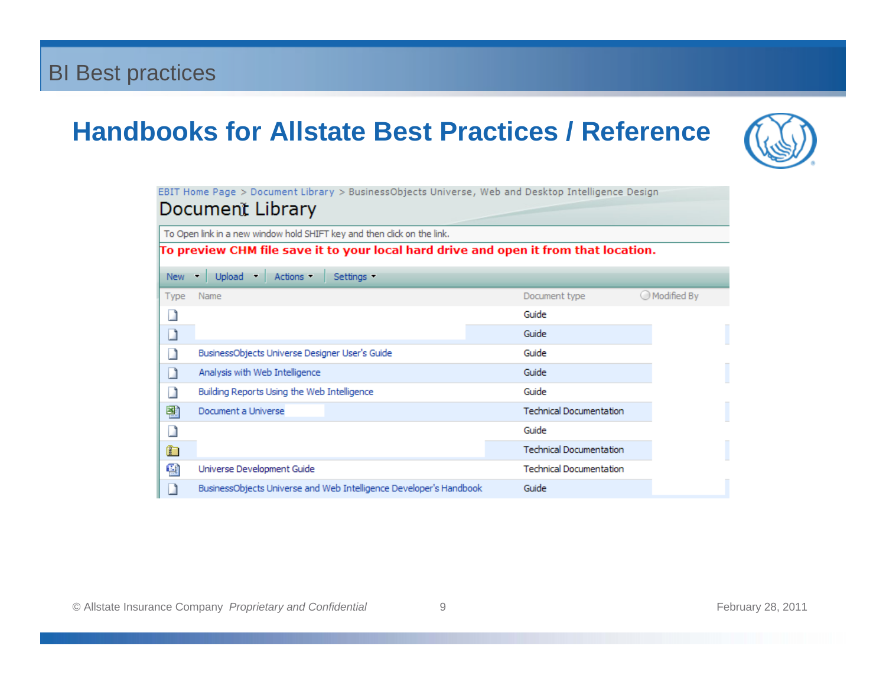# BI Best practices

## Handbooks for Allstate Best Practices / Reference

EBIT Home Page > Document Library > BusinessObjects Universe, Web and Desktop Intelligence Design

### Document Library

To Open link in a new window hold SHIFT key and then click on the link.

**To preview CHM file save it to your local hard drive and open it from that location.**

New | Upload | Actions | Settings

| Type | Name | Document type | Modified By |
|---|---|---|---|
| | | Guide | |
| | | Guide | |
| | BusinessObjects Universe Designer User's Guide | Guide | |
| | Analysis with Web Intelligence | Guide | |
| | Building Reports Using the Web Intelligence | Guide | |
| | Document a Universe | Technical Documentation | |
| | | Guide | |
| | | Technical Documentation | |
| | Universe Development Guide | Technical Documentation | |
| | BusinessObjects Universe and Web Intelligence Developer's Handbook | Guide | |

© Allstate Insurance Company *Proprietary and Confidential* February 28, 2011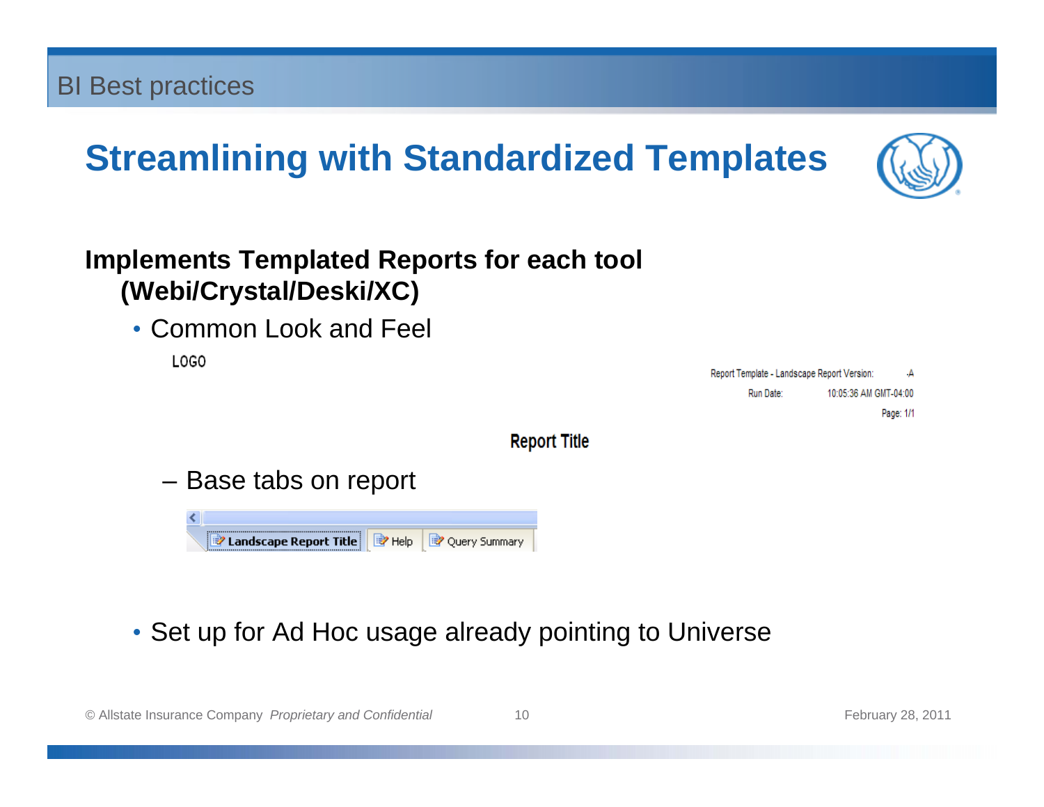BI Best practices

# Streamlining with Standardized Templates

**Implements Templated Reports for each tool (Webi/Crystal/Deski/XC)**

- Common Look and Feel

LOGO

Report Template - Landscape Report Version: -A

Run Date: 10:05:36 AM GMT-04:00

Page: 1/1

**Report Title**

  – Base tabs on report

Landscape Report Title | Help | Query Summary

- Set up for Ad Hoc usage already pointing to Universe

© Allstate Insurance Company *Proprietary and Confidential* February 28, 2011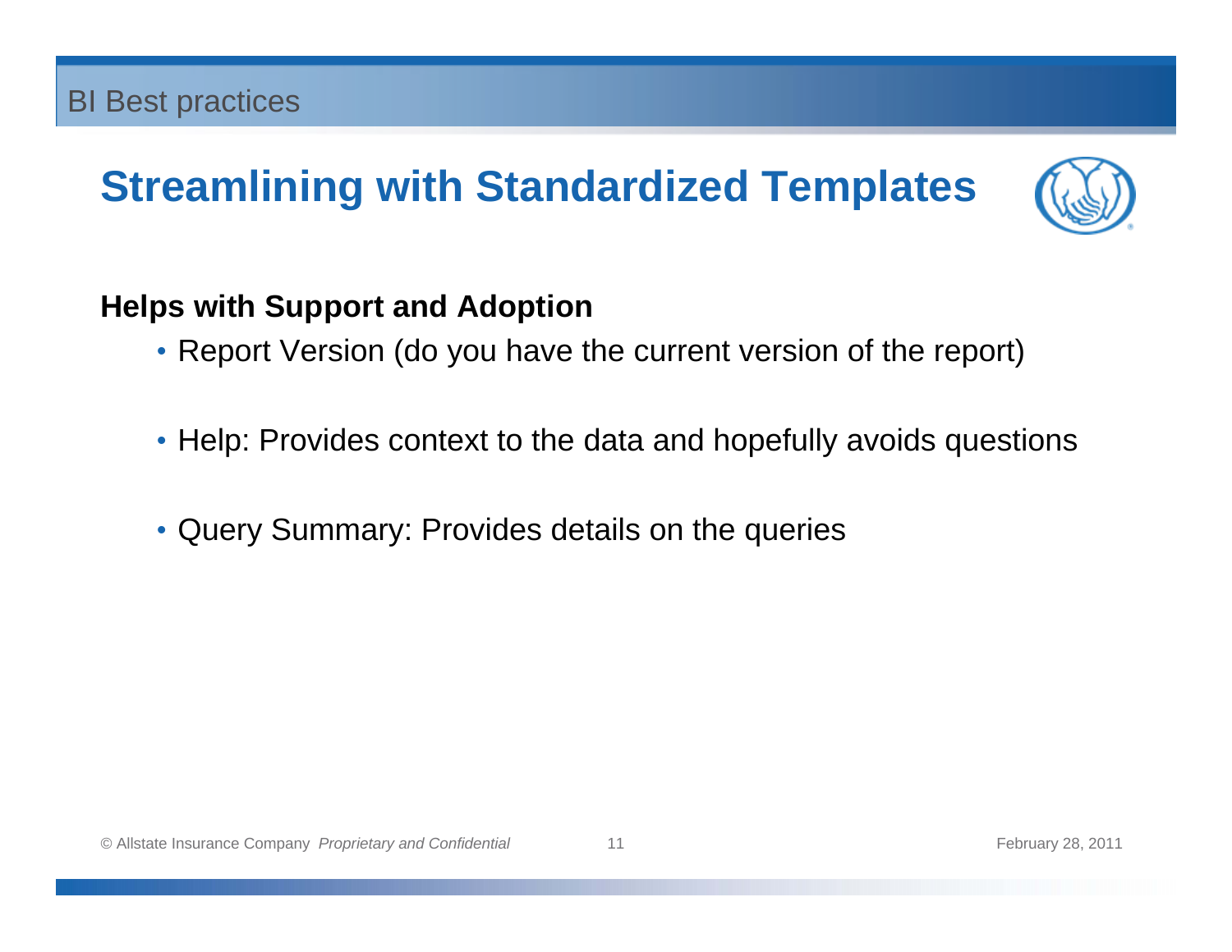BI Best practices

# Streamlining with Standardized Templates

**Helps with Support and Adoption**

- Report Version (do you have the current version of the report)
- Help: Provides context to the data and hopefully avoids questions
- Query Summary: Provides details on the queries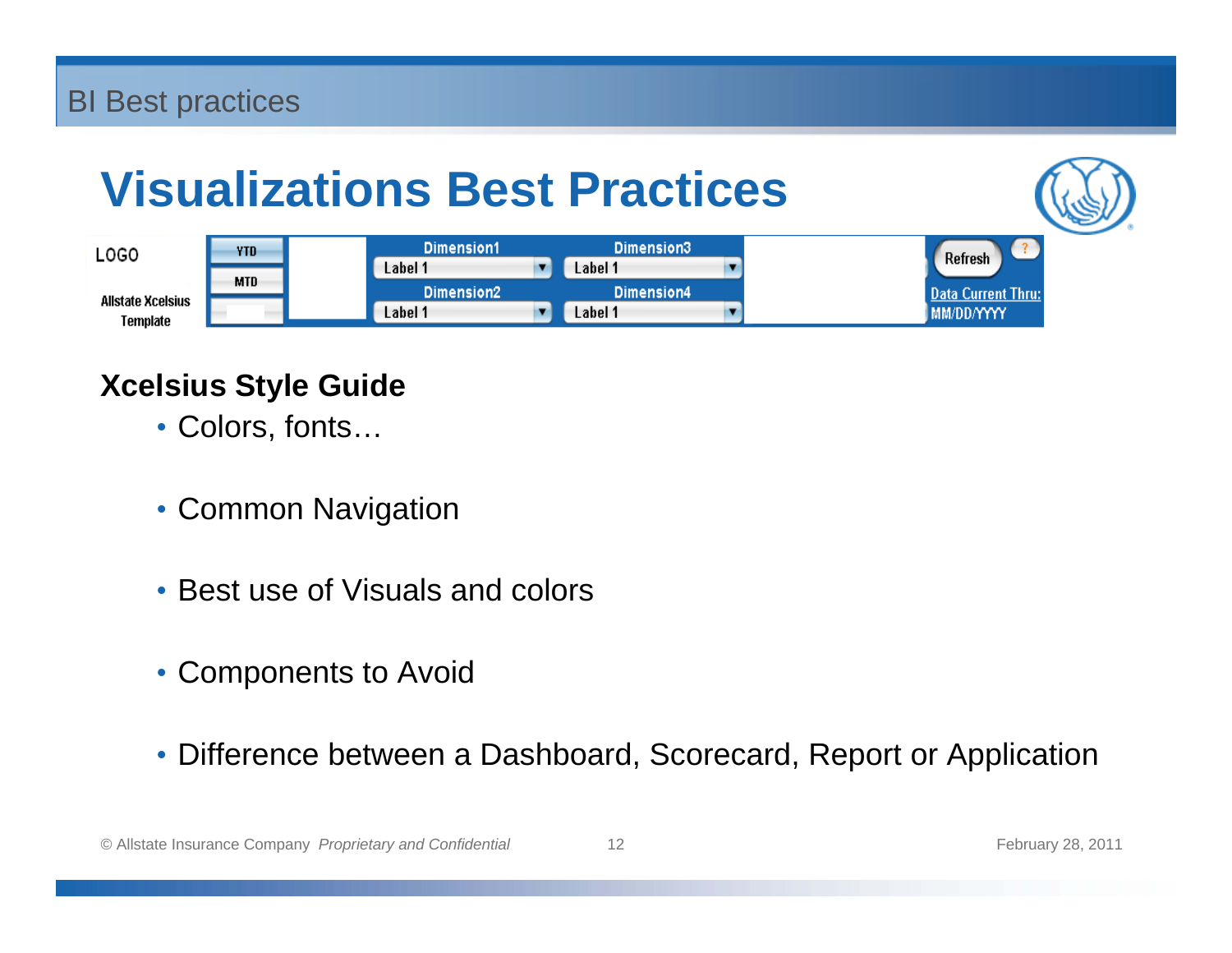# Visualizations Best Practices

LOGO

Allstate Xcelsius Template

YTD | MTD | Dimension1 Label 1 | Dimension3 Label 1 | Dimension2 Label 1 | Dimension4 Label 1 | Refresh | ? | Data Current Thru: MM/DD/YYYY

**Xcelsius Style Guide**

- Colors, fonts…
- Common Navigation
- Best use of Visuals and colors
- Components to Avoid
- Difference between a Dashboard, Scorecard, Report or Application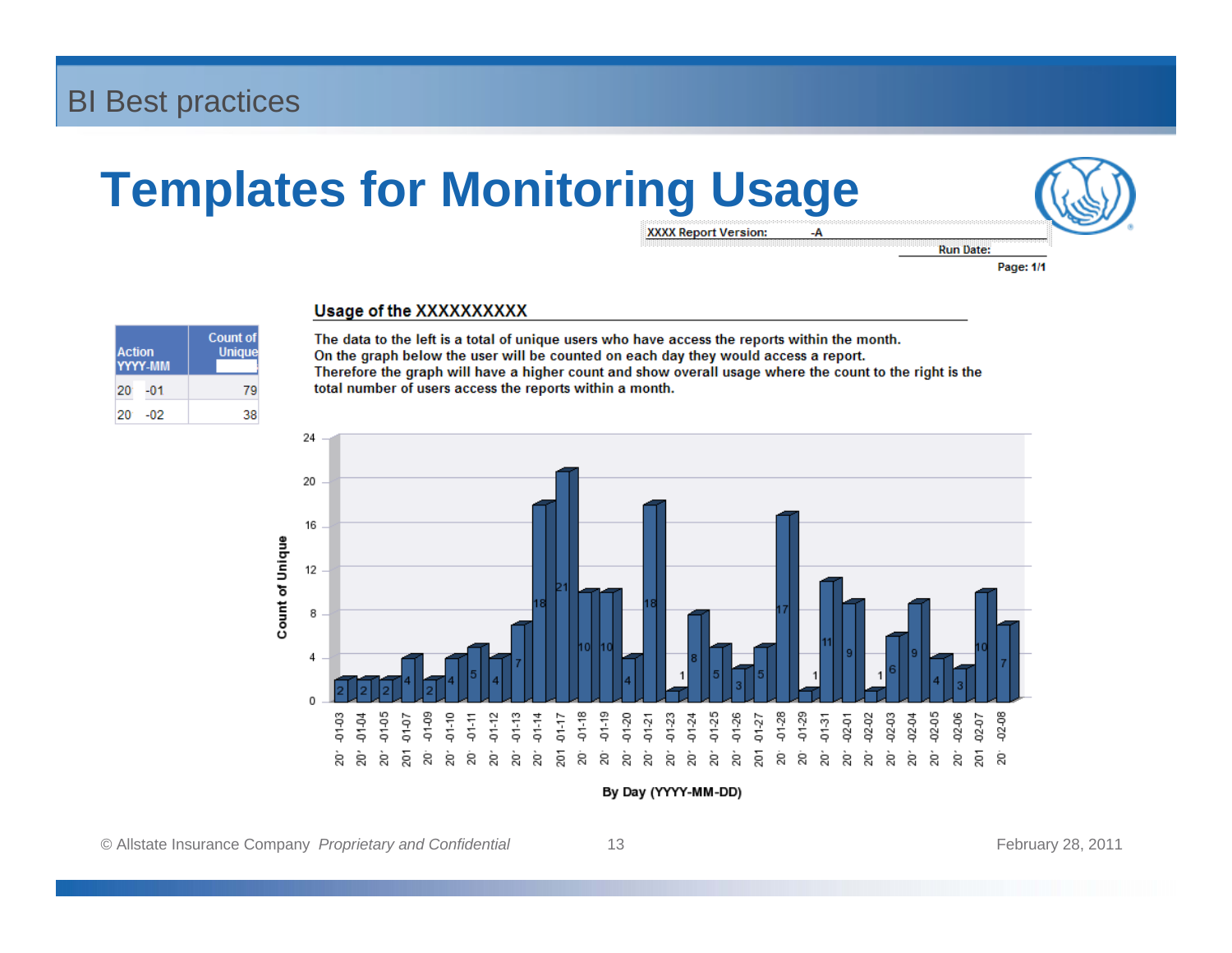# Templates for Monitoring Usage

XXXX Report Version: -A

Run Date:

Page: 1/1

| Action YYYY-MM | Count of Unique |
|---|---|
| 20 -01 | 79 |
| 20 -02 | 38 |

**Usage of the XXXXXXXXXX**

The data to the left is a total of unique users who have access the reports within the month.
On the graph below the user will be counted on each day they would access a report.
Therefore the graph will have a higher count and show overall usage where the count to the right is the total number of users access the reports within a month.

Count of Unique

| By Day (YYYY-MM-DD) | Count of Unique |
|---|---|
| 20 -01-03 | 2 |
| 20 -01-04 | 2 |
| 20 -01-05 | 2 |
| 201 -01-07 | 4 |
| 20 -01-09 | 2 |
| 20 -01-10 | 4 |
| 20 -01-11 | 5 |
| 20 -01-12 | 4 |
| 20 -01-13 | 7 |
| 20 -01-14 | 18 |
| 201 -01-17 | 21 |
| 20 -01-18 | 10 |
| 20 -01-19 | 10 |
| 20 -01-20 | 4 |
| 20 -01-21 | 18 |
| 20 -01-23 | 1 |
| 20 -01-24 | 8 |
| 20 -01-25 | 5 |
| 20 -01-26 | 3 |
| 201 -01-27 | 5 |
| 20 -01-28 | 17 |
| 20 -01-29 | 1 |
| 20 -01-31 | 11 |
| 20 -02-01 | 9 |
| 20 -02-02 | 1 |
| 20 -02-03 | 6 |
| 20 -02-04 | 9 |
| 20 -02-05 | 4 |
| 20 -02-06 | 3 |
| 201 -02-07 | 10 |
| 20 -02-08 | 7 |

By Day (YYYY-MM-DD)

© Allstate Insurance Company *Proprietary and Confidential* February 28, 2011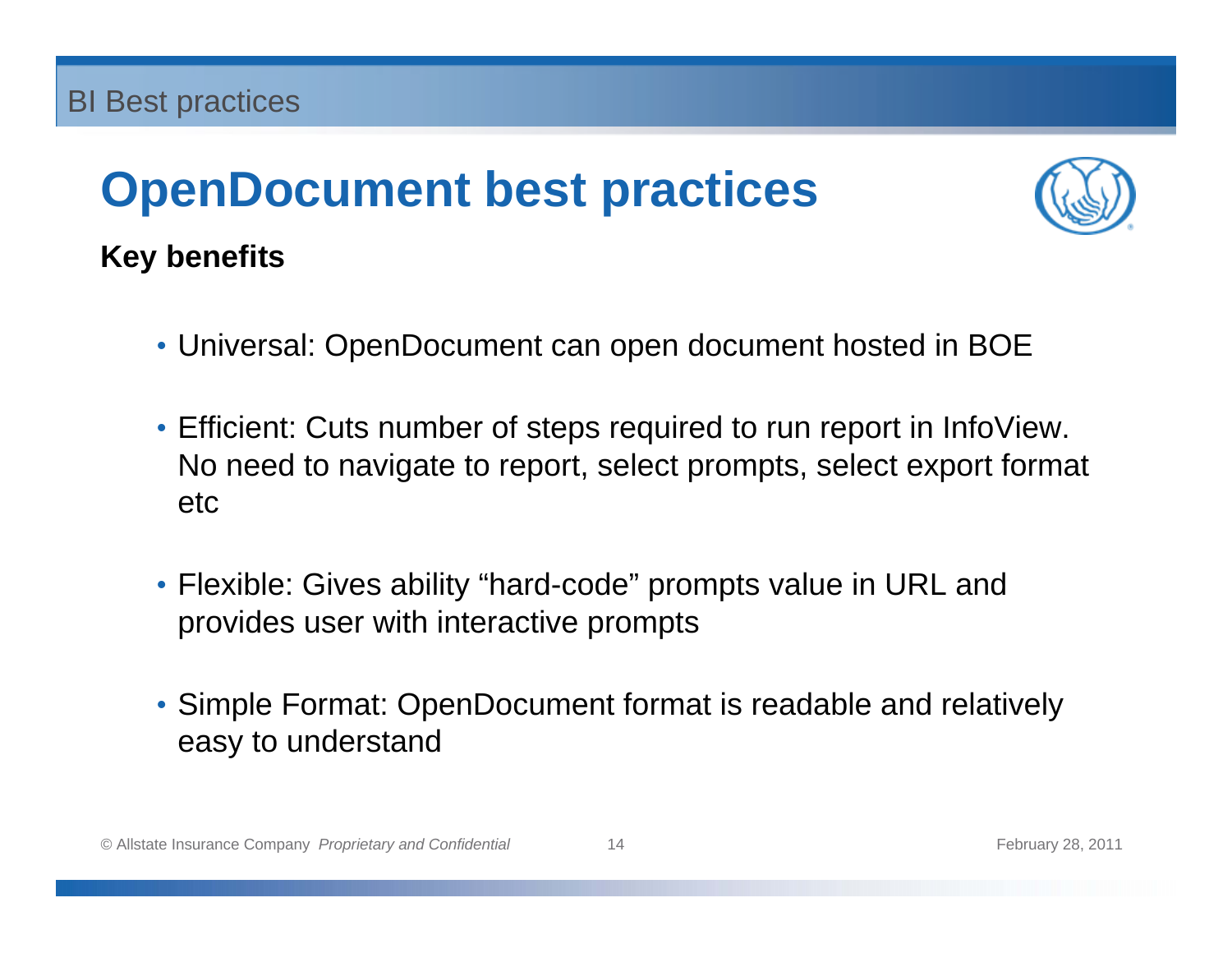# OpenDocument best practices

**Key benefits**

- Universal: OpenDocument can open document hosted in BOE
- Efficient: Cuts number of steps required to run report in InfoView. No need to navigate to report, select prompts, select export format etc
- Flexible: Gives ability “hard-code” prompts value in URL and provides user with interactive prompts
- Simple Format: OpenDocument format is readable and relatively easy to understand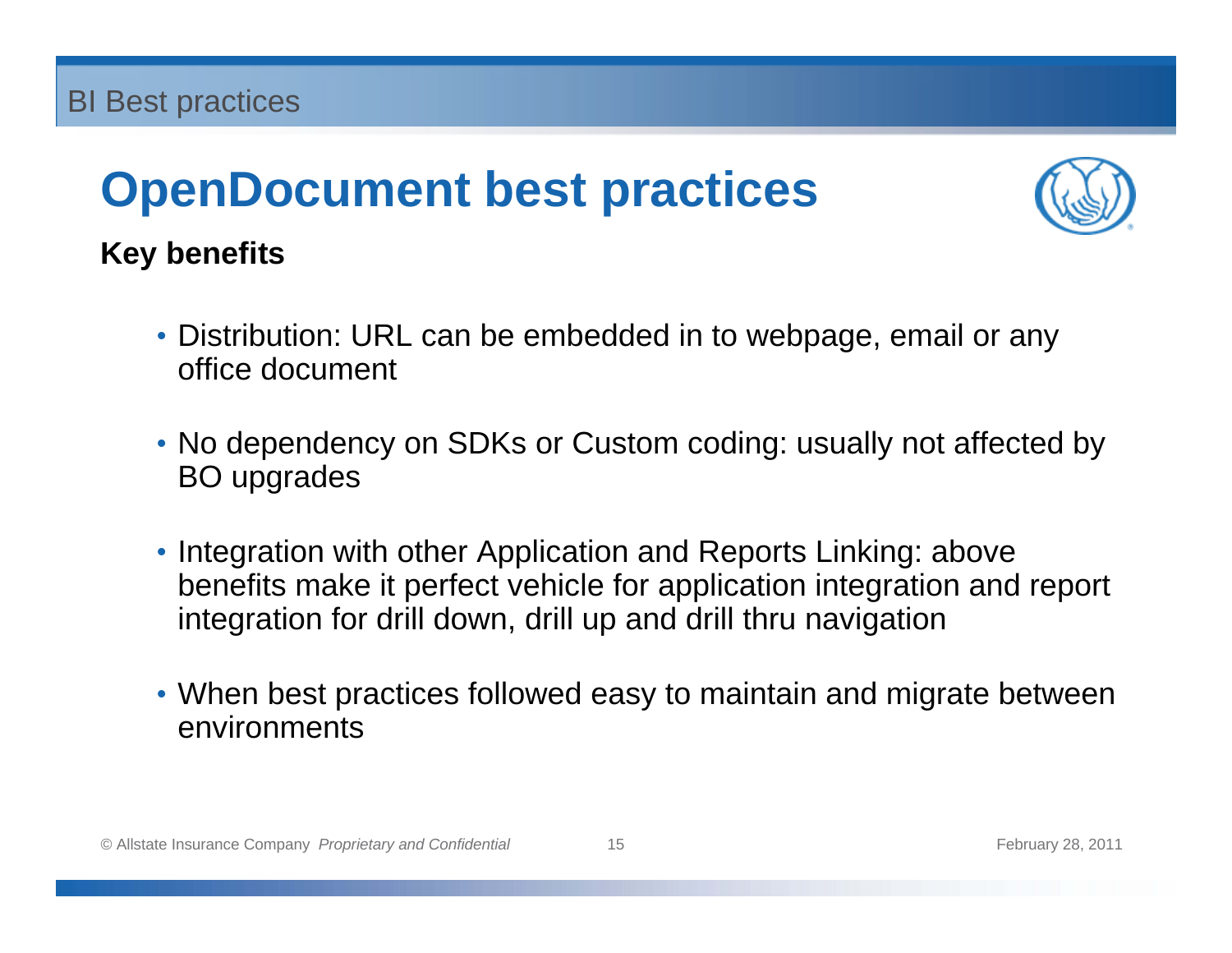# OpenDocument best practices

**Key benefits**

- Distribution: URL can be embedded in to webpage, email or any office document
- No dependency on SDKs or Custom coding: usually not affected by BO upgrades
- Integration with other Application and Reports Linking: above benefits make it perfect vehicle for application integration and report integration for drill down, drill up and drill thru navigation
- When best practices followed easy to maintain and migrate between environments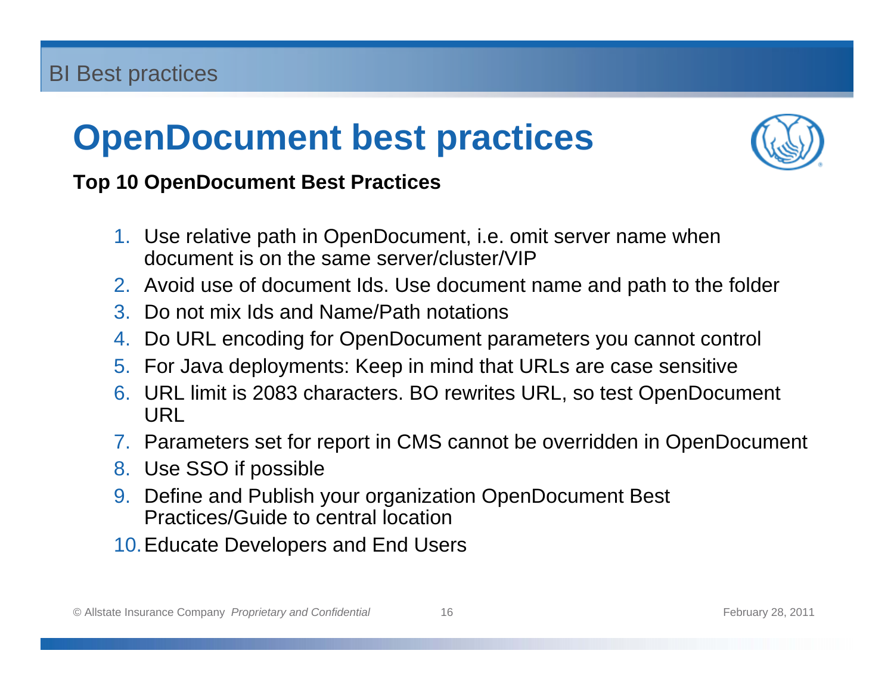# OpenDocument best practices

**Top 10 OpenDocument Best Practices**

1. Use relative path in OpenDocument, i.e. omit server name when document is on the same server/cluster/VIP
2. Avoid use of document Ids. Use document name and path to the folder
3. Do not mix Ids and Name/Path notations
4. Do URL encoding for OpenDocument parameters you cannot control
5. For Java deployments: Keep in mind that URLs are case sensitive
6. URL limit is 2083 characters. BO rewrites URL, so test OpenDocument URL
7. Parameters set for report in CMS cannot be overridden in OpenDocument
8. Use SSO if possible
9. Define and Publish your organization OpenDocument Best Practices/Guide to central location
10. Educate Developers and End Users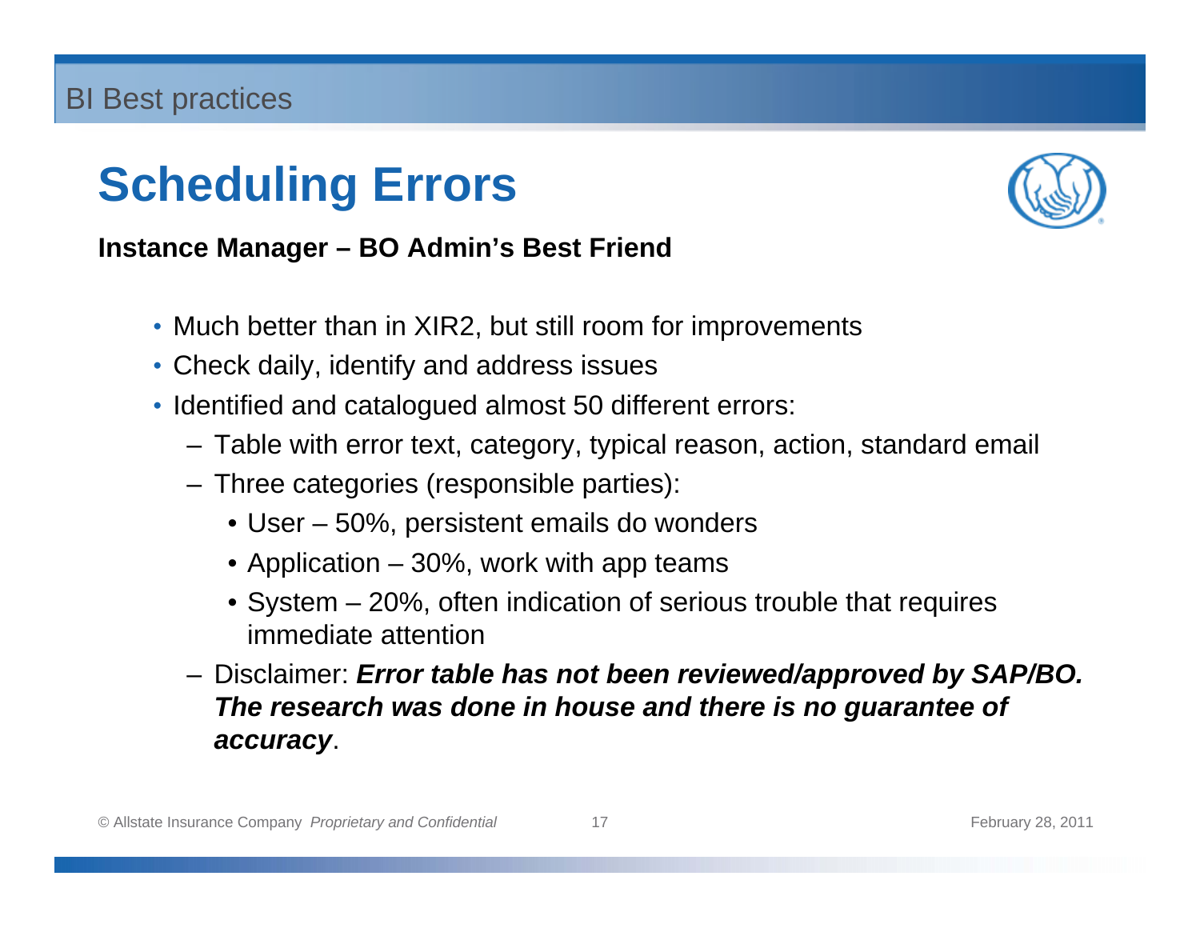# Scheduling Errors

**Instance Manager – BO Admin's Best Friend**

- Much better than in XIR2, but still room for improvements
- Check daily, identify and address issues
- Identified and catalogued almost 50 different errors:
  - Table with error text, category, typical reason, action, standard email
  - Three categories (responsible parties):
    - User – 50%, persistent emails do wonders
    - Application – 30%, work with app teams
    - System – 20%, often indication of serious trouble that requires immediate attention
  - Disclaimer: ***Error table has not been reviewed/approved by SAP/BO. The research was done in house and there is no guarantee of accuracy***.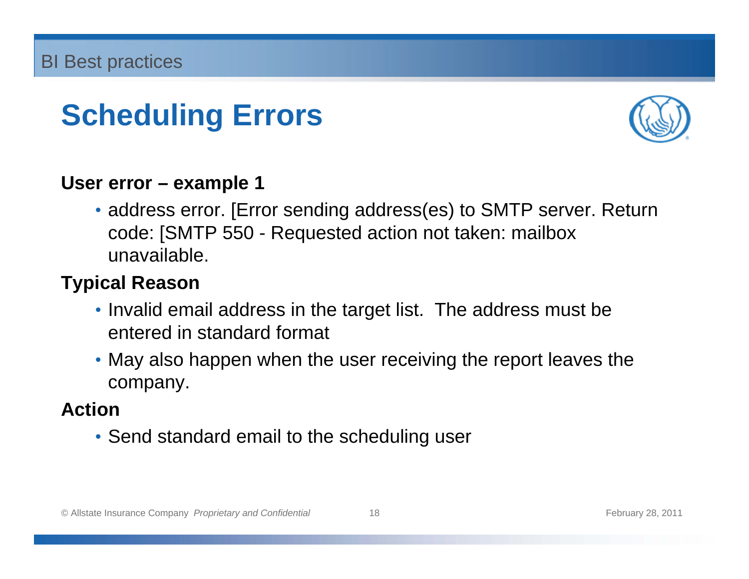# Scheduling Errors

**User error – example 1**

- address error. [Error sending address(es) to SMTP server. Return code: [SMTP 550 - Requested action not taken: mailbox unavailable.

**Typical Reason**

- Invalid email address in the target list.  The address must be entered in standard format
- May also happen when the user receiving the report leaves the company.

**Action**

- Send standard email to the scheduling user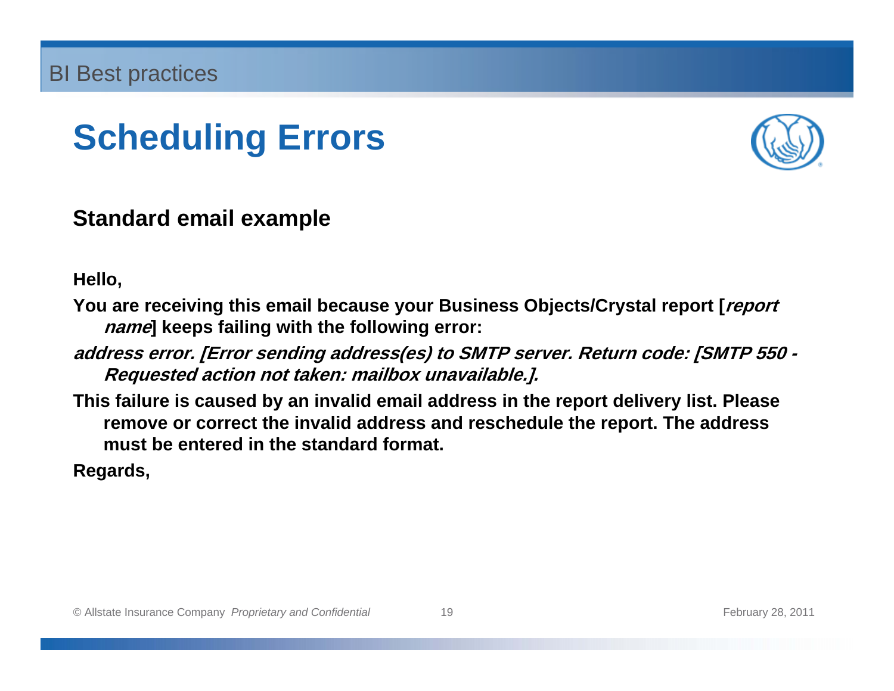# Scheduling Errors

## Standard email example

**Hello,**

**You are receiving this email because your Business Objects/Crystal report [*report name*] keeps failing with the following error:**

***address error. [Error sending address(es) to SMTP server. Return code: [SMTP 550 - Requested action not taken: mailbox unavailable.].***

**This failure is caused by an invalid email address in the report delivery list. Please remove or correct the invalid address and reschedule the report. The address must be entered in the standard format.**

**Regards,**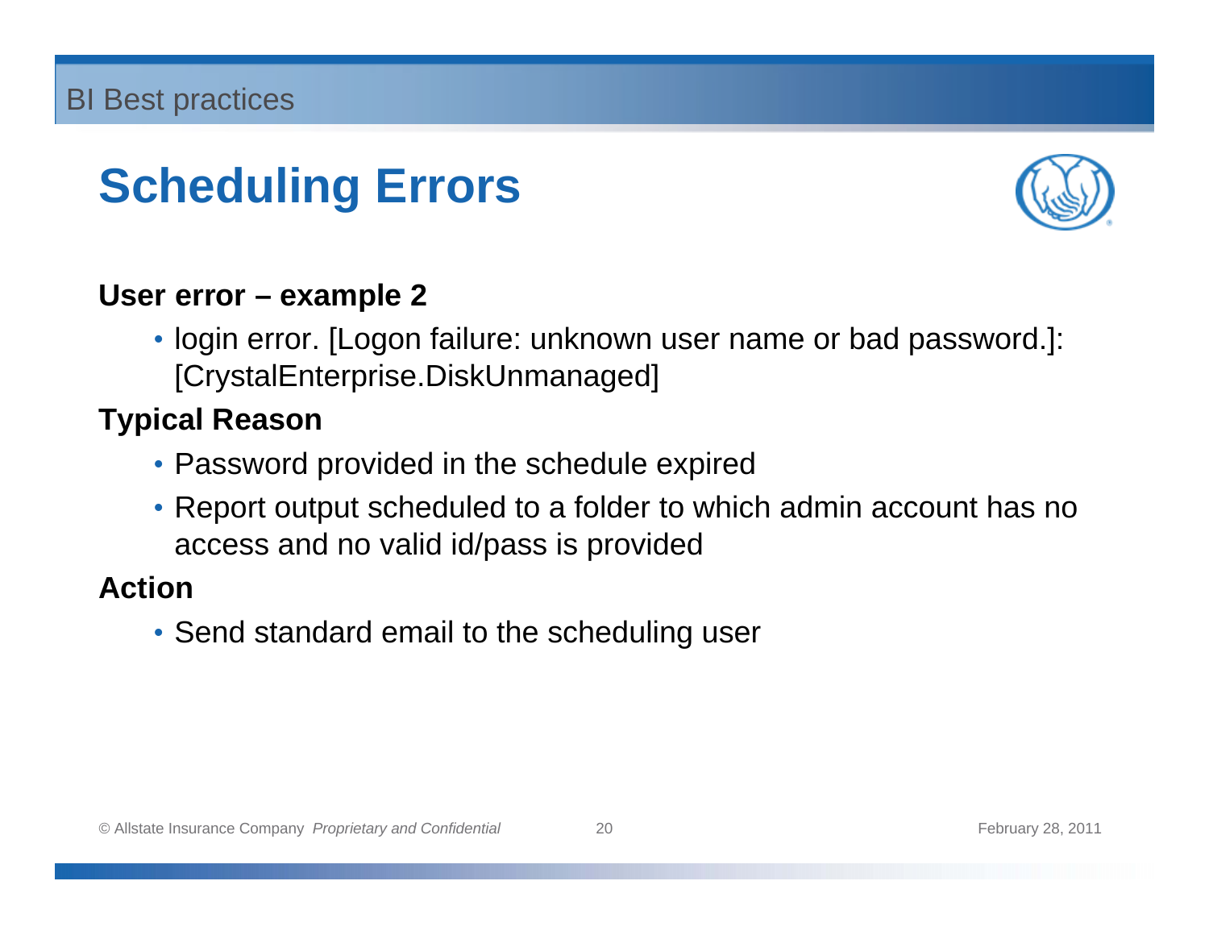# Scheduling Errors

**User error – example 2**

- login error. [Logon failure: unknown user name or bad password.]: [CrystalEnterprise.DiskUnmanaged]

**Typical Reason**

- Password provided in the schedule expired
- Report output scheduled to a folder to which admin account has no access and no valid id/pass is provided

**Action**

- Send standard email to the scheduling user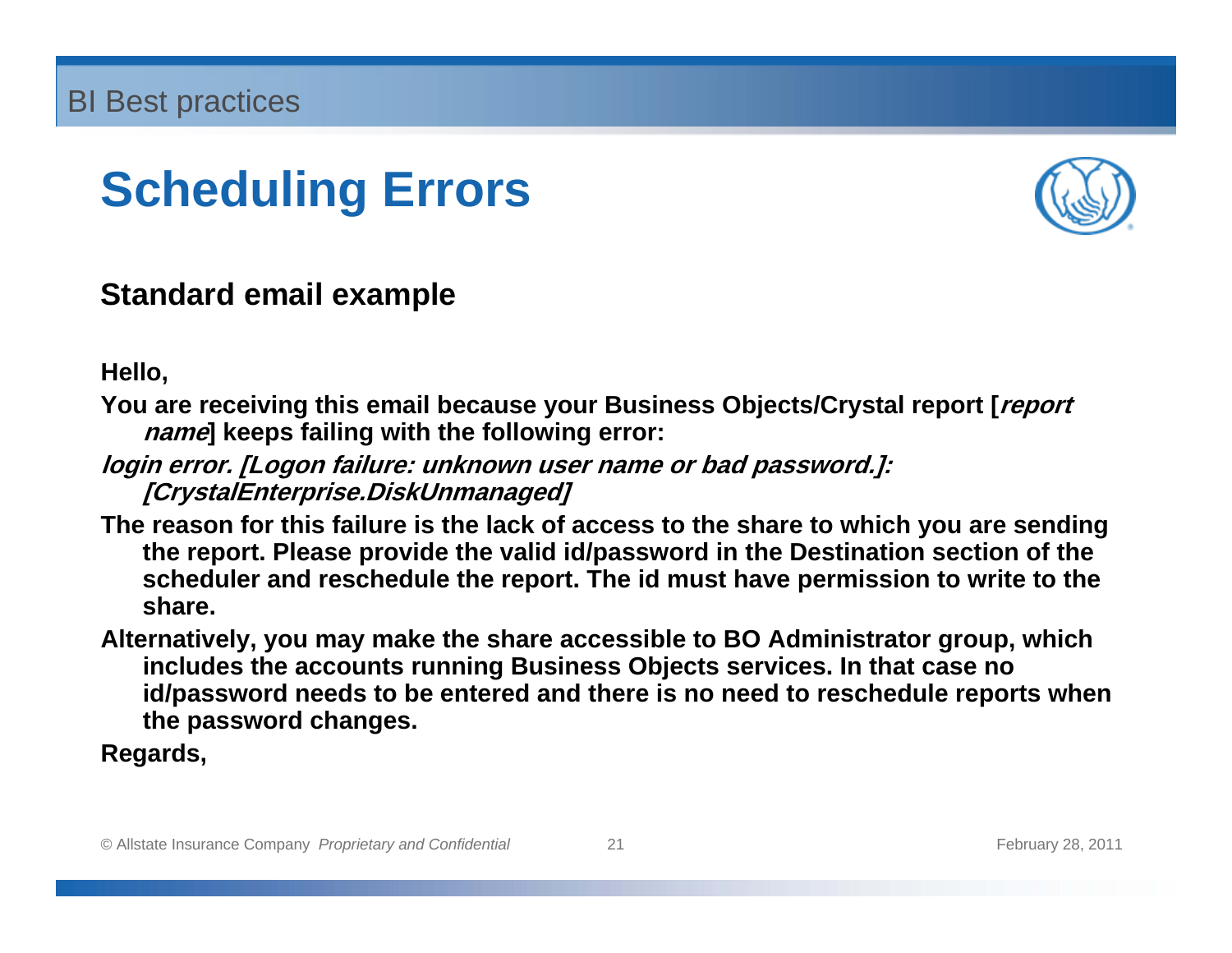# Scheduling Errors

## Standard email example

**Hello,**

**You are receiving this email because your Business Objects/Crystal report [*report name*] keeps failing with the following error:**

***login error. [Logon failure: unknown user name or bad password.]: [CrystalEnterprise.DiskUnmanaged]***

**The reason for this failure is the lack of access to the share to which you are sending the report. Please provide the valid id/password in the Destination section of the scheduler and reschedule the report. The id must have permission to write to the share.**

**Alternatively, you may make the share accessible to BO Administrator group, which includes the accounts running Business Objects services. In that case no id/password needs to be entered and there is no need to reschedule reports when the password changes.**

**Regards,**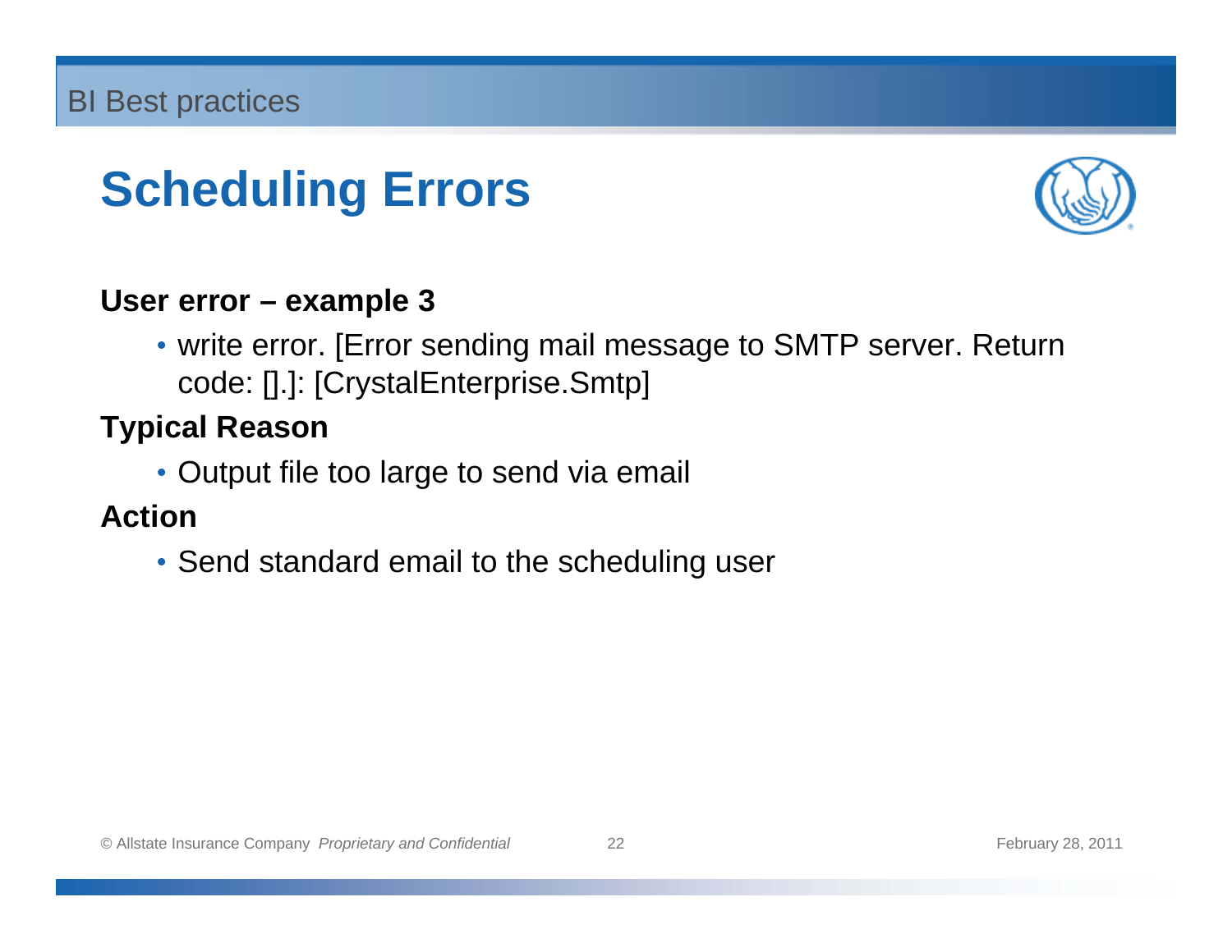BI Best practices

# Scheduling Errors

**User error – example 3**

- write error. [Error sending mail message to SMTP server. Return code: [].]: [CrystalEnterprise.Smtp]

**Typical Reason**

- Output file too large to send via email

**Action**

- Send standard email to the scheduling user

© Allstate Insurance Company *Proprietary and Confidential*

February 28, 2011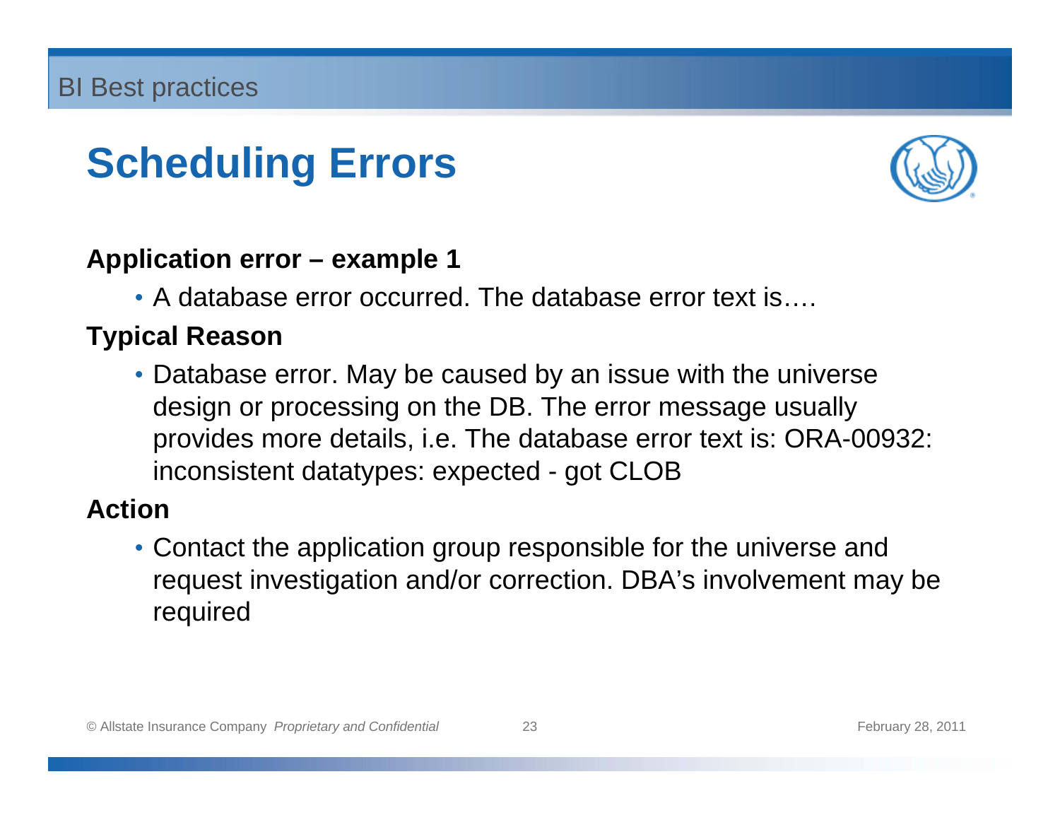# Scheduling Errors

**Application error – example 1**

- A database error occurred. The database error text is….

**Typical Reason**

- Database error. May be caused by an issue with the universe design or processing on the DB. The error message usually provides more details, i.e. The database error text is: ORA-00932: inconsistent datatypes: expected - got CLOB

**Action**

- Contact the application group responsible for the universe and request investigation and/or correction. DBA's involvement may be required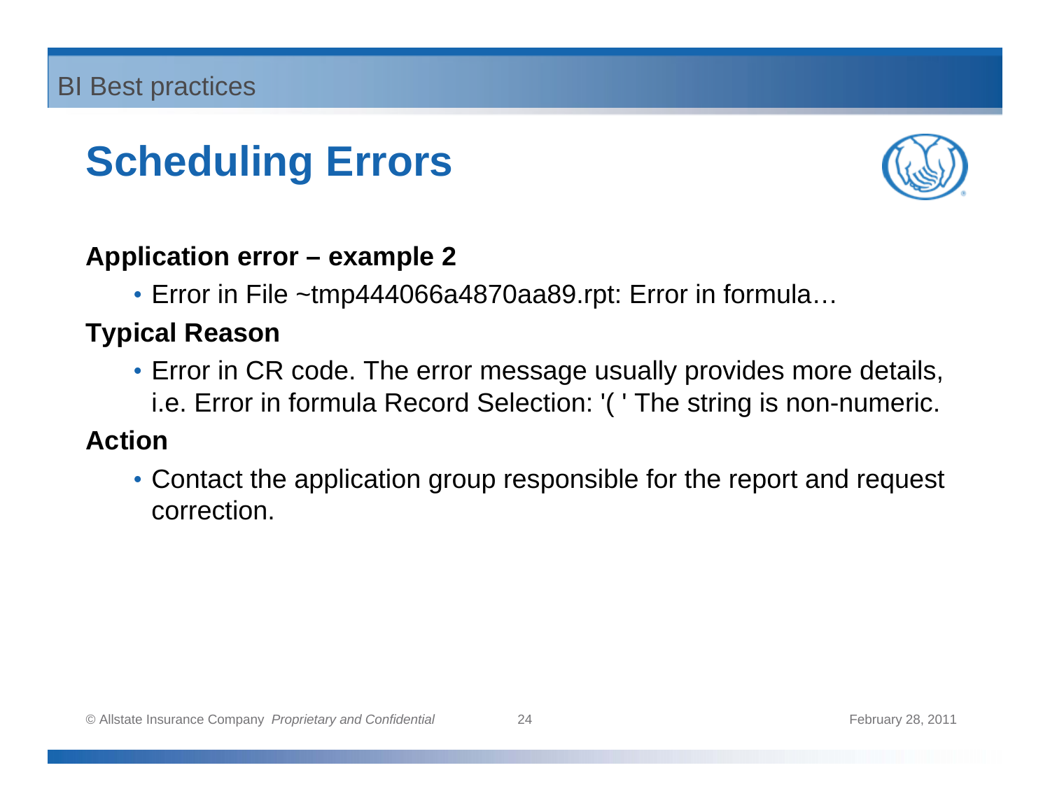# Scheduling Errors

**Application error – example 2**

- Error in File ~tmp444066a4870aa89.rpt: Error in formula…

**Typical Reason**

- Error in CR code. The error message usually provides more details, i.e. Error in formula Record Selection: '( ' The string is non-numeric.

**Action**

- Contact the application group responsible for the report and request correction.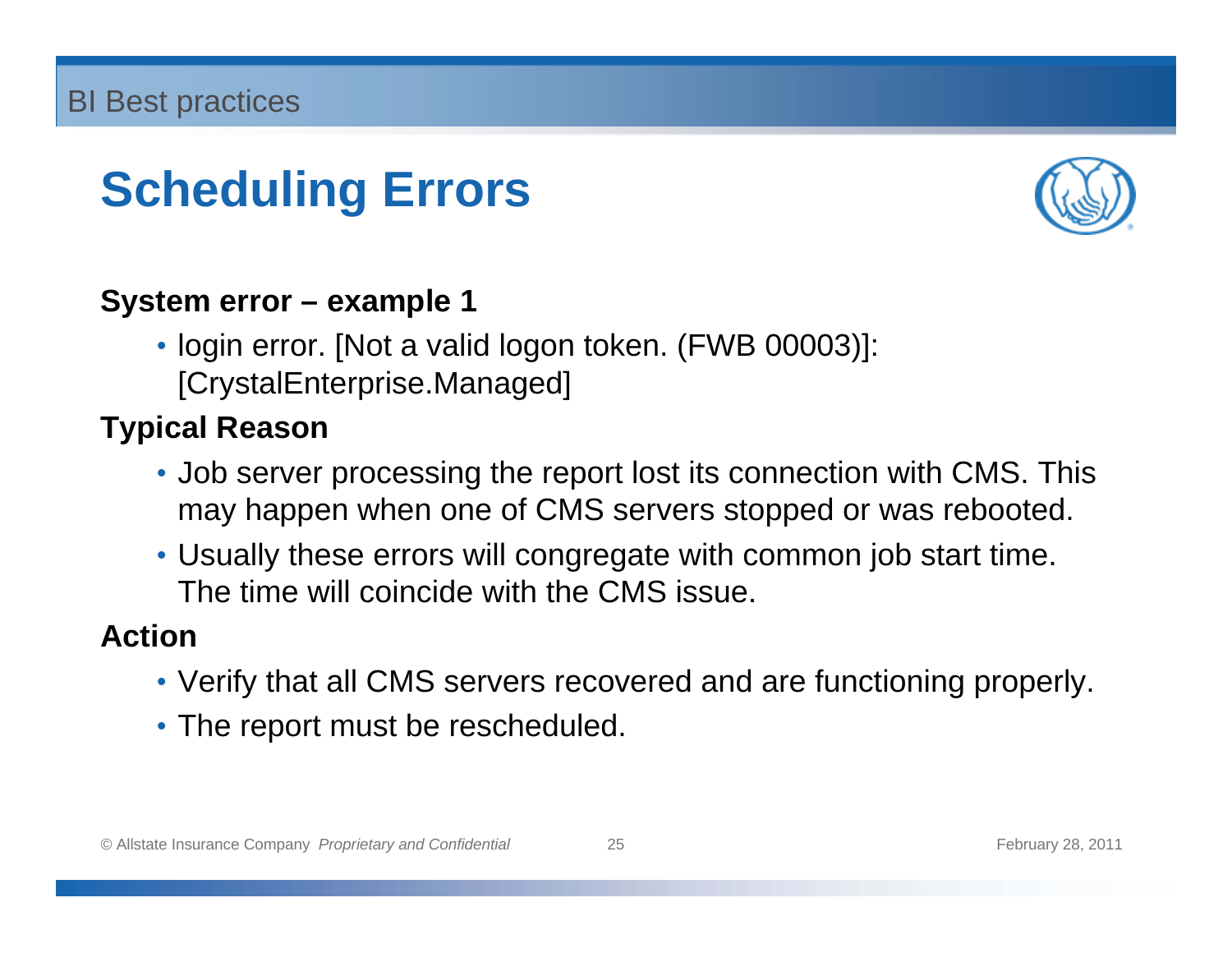# Scheduling Errors

**System error – example 1**

- login error. [Not a valid logon token. (FWB 00003)]: [CrystalEnterprise.Managed]

**Typical Reason**

- Job server processing the report lost its connection with CMS. This may happen when one of CMS servers stopped or was rebooted.
- Usually these errors will congregate with common job start time. The time will coincide with the CMS issue.

**Action**

- Verify that all CMS servers recovered and are functioning properly.
- The report must be rescheduled.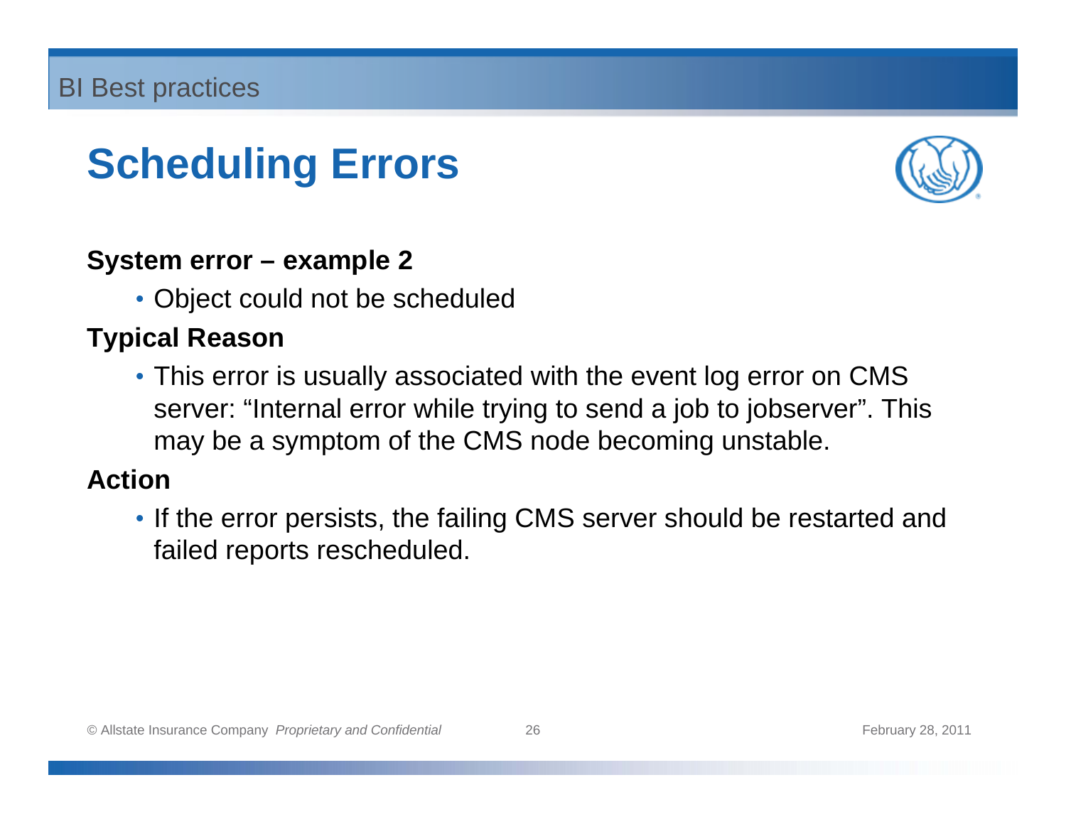# Scheduling Errors

**System error – example 2**

- Object could not be scheduled

**Typical Reason**

- This error is usually associated with the event log error on CMS server: “Internal error while trying to send a job to jobserver”. This may be a symptom of the CMS node becoming unstable.

**Action**

- If the error persists, the failing CMS server should be restarted and failed reports rescheduled.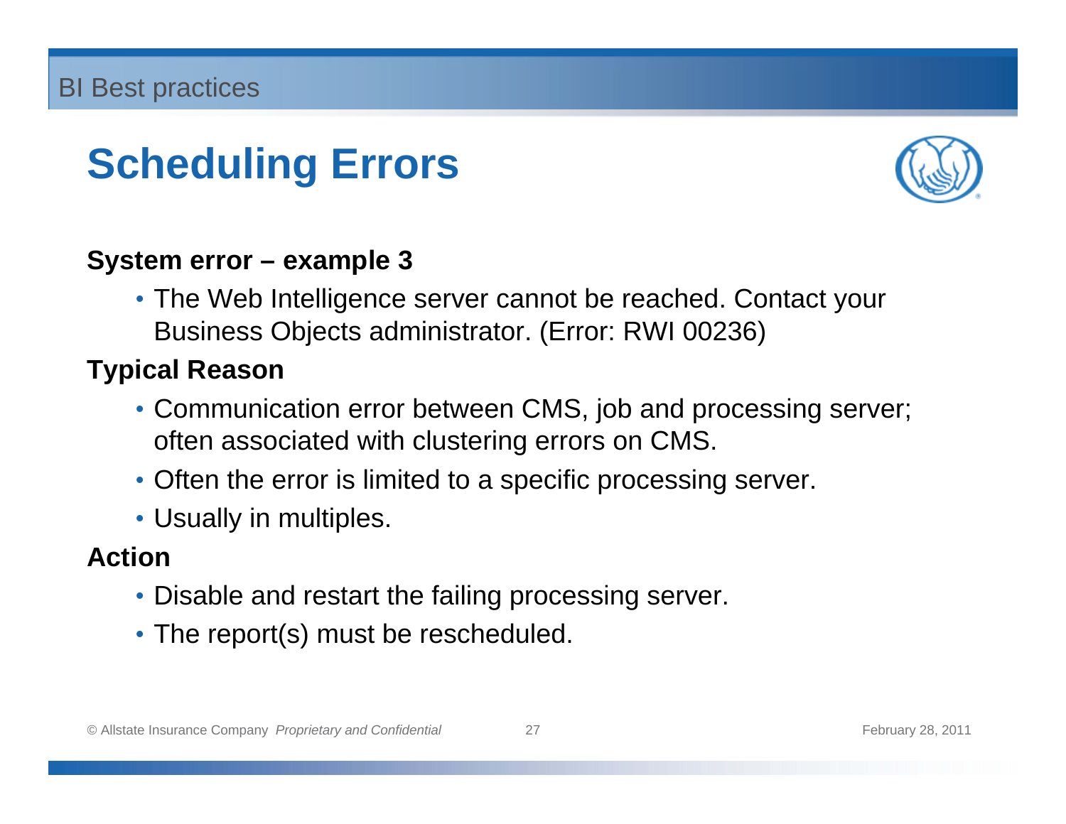# Scheduling Errors

**System error – example 3**

- The Web Intelligence server cannot be reached. Contact your Business Objects administrator. (Error: RWI 00236)

**Typical Reason**

- Communication error between CMS, job and processing server; often associated with clustering errors on CMS.
- Often the error is limited to a specific processing server.
- Usually in multiples.

**Action**

- Disable and restart the failing processing server.
- The report(s) must be rescheduled.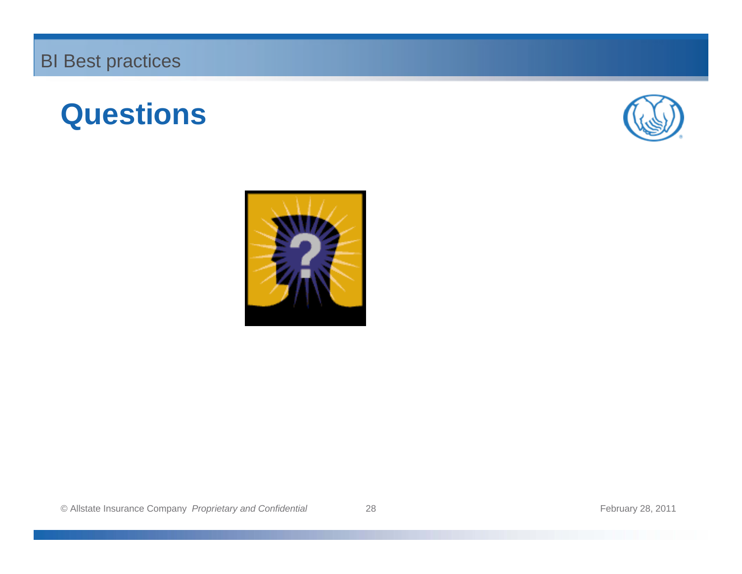# Questions